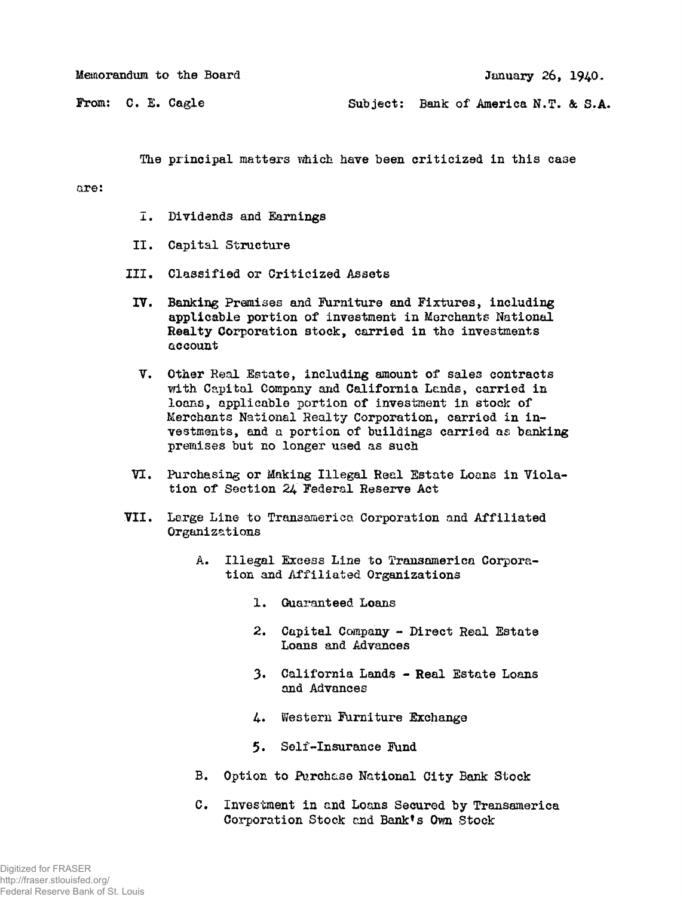Memorandum to the Board January 26, 1940.

From: C. E. Cagle Subject: Bank of America N.T. & S.A.

The principal matters which have been criticized in this case are:

I. Dividends and Earnings

II. Capital Structure

III. Classified or Criticized Assets

IV. Banking Premises and Furniture and Fixtures, including applicable portion of investment in Merchants National Realty Corporation stock, carried in the investments account

V. Other Real Estate, including amount of sales contracts with Capital Company and California Lands, carried in loans, applicable portion of investment in stock of Merchants National Realty Corporation, carried in investments, and a portion of buildings carried as banking premises but no longer used as such

VI. Purchasing or Making Illegal Real Estate Loans in Violation of Section 24 Federal Reserve Act

VII. Large Line to Transamerica Corporation and Affiliated Organizations

   A. Illegal Excess Line to Transamerica Corporation and Affiliated Organizations

      1. Guaranteed Loans

      2. Capital Company - Direct Real Estate Loans and Advances

      3. California Lands - Real Estate Loans and Advances

      4. Western Furniture Exchange

      5. Self-Insurance Fund

   B. Option to Purchase National City Bank Stock

   C. Investment in and Loans Secured by Transamerica Corporation Stock and Bank's Own Stock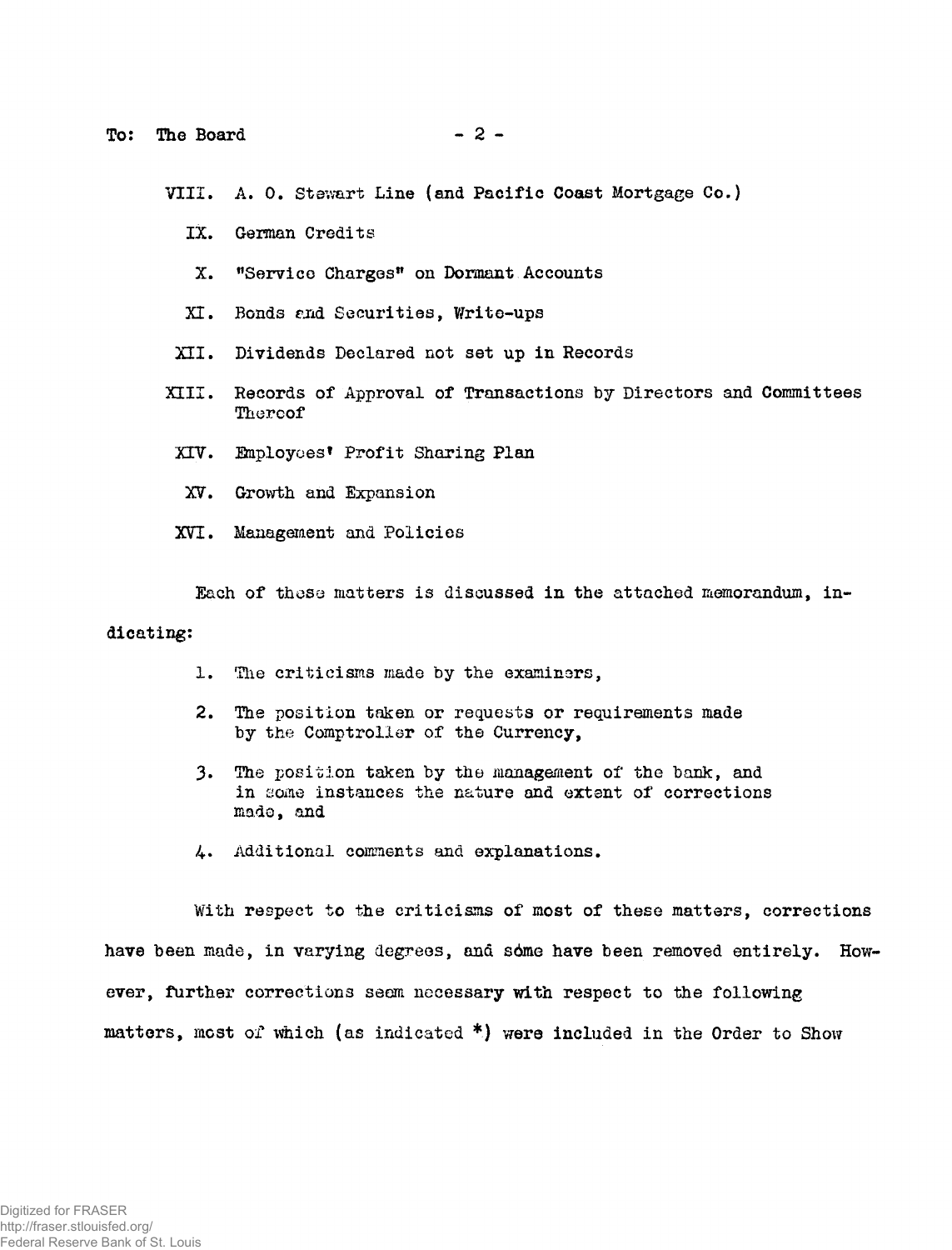VIII. A. O. Stewart Line (and Pacific Coast Mortgage Co.)

IX. German Credits

X. "Service Charges" on Dormant Accounts

XI. Bonds and Securities, Write-ups

XII. Dividends Declared not set up in Records

XIII. Records of Approval of Transactions by Directors and Committees Thereof

XIV. Employees' Profit Sharing Plan

XV. Growth and Expansion

XVI. Management and Policies

Each of these matters is discussed in the attached memorandum, indicating:

1. The criticisms made by the examiners,
2. The position taken or requests or requirements made by the Comptroller of the Currency,
3. The position taken by the management of the bank, and in some instances the nature and extent of corrections made, and
4. Additional comments and explanations.

With respect to the criticisms of most of these matters, corrections have been made, in varying degrees, and some have been removed entirely. However, further corrections seem necessary with respect to the following matters, most of which (as indicated *) were included in the Order to Show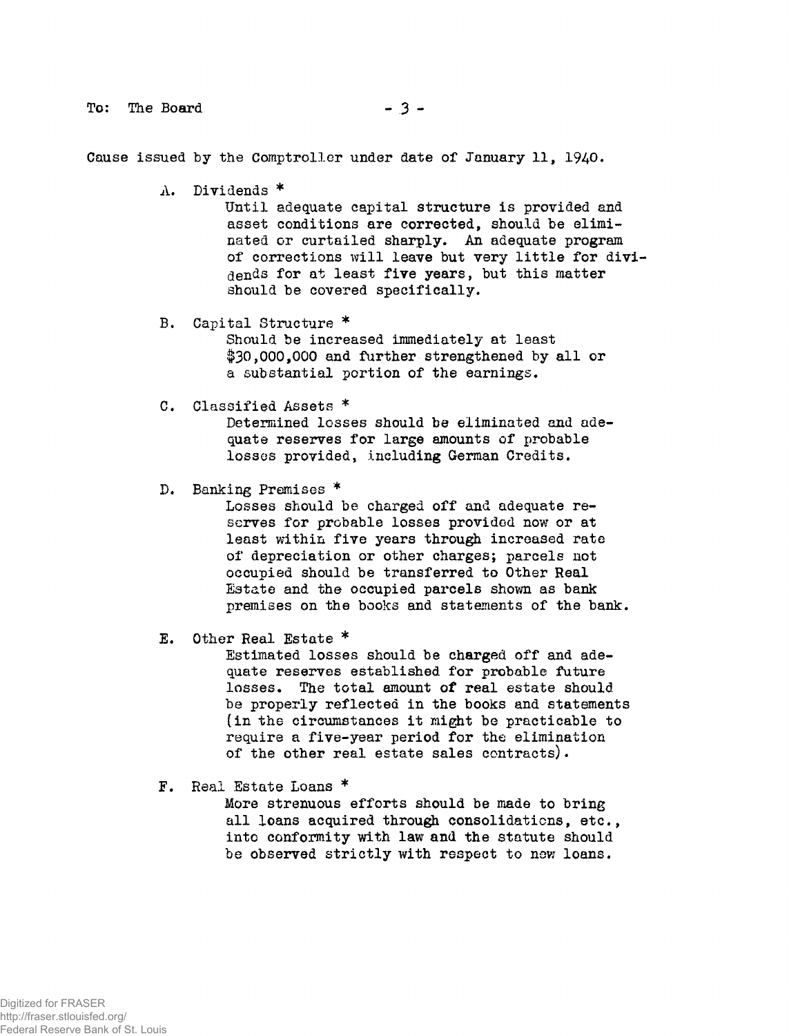Cause issued by the Comptroller under date of January 11, 1940.

A. Dividends *
   Until adequate capital structure is provided and asset conditions are corrected, should be eliminated or curtailed sharply. An adequate program of corrections will leave but very little for dividends for at least five years, but this matter should be covered specifically.

B. Capital Structure *
   Should be increased immediately at least $30,000,000 and further strengthened by all or a substantial portion of the earnings.

C. Classified Assets *
   Determined losses should be eliminated and adequate reserves for large amounts of probable losses provided, including German Credits.

D. Banking Premises *
   Losses should be charged off and adequate reserves for probable losses provided now or at least within five years through increased rate of depreciation or other charges; parcels not occupied should be transferred to Other Real Estate and the occupied parcels shown as bank premises on the books and statements of the bank.

E. Other Real Estate *
   Estimated losses should be charged off and adequate reserves established for probable future losses. The total amount of real estate should be properly reflected in the books and statements (in the circumstances it might be practicable to require a five-year period for the elimination of the other real estate sales contracts).

F. Real Estate Loans *
   More strenuous efforts should be made to bring all loans acquired through consolidations, etc., into conformity with law and the statute should be observed strictly with respect to new loans.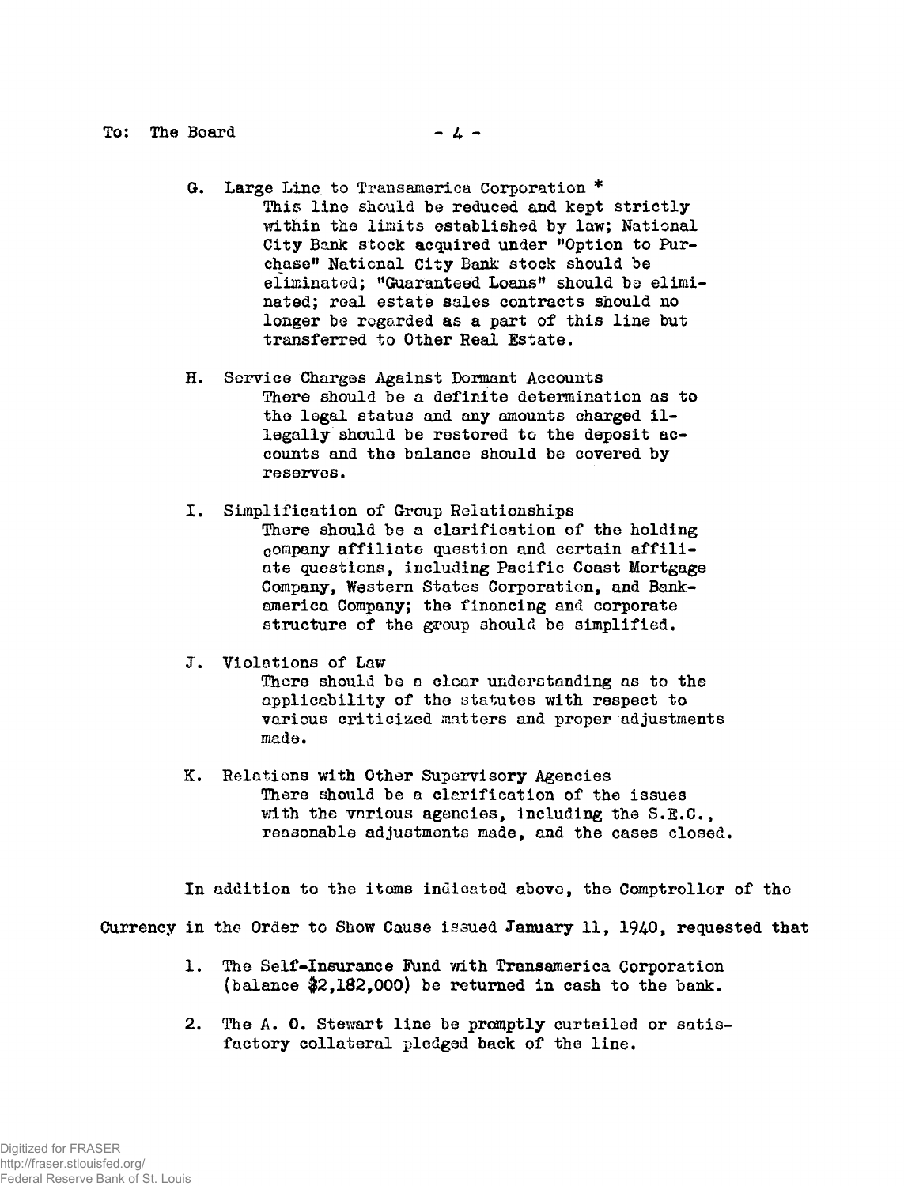To: The Board

G. Large Line to Transamerica Corporation *
   This line should be reduced and kept strictly within the limits established by law; National City Bank stock acquired under "Option to Purchase" National City Bank stock should be eliminated; "Guaranteed Loans" should be eliminated; real estate sales contracts should no longer be regarded as a part of this line but transferred to Other Real Estate.

H. Service Charges Against Dormant Accounts
   There should be a definite determination as to the legal status and any amounts charged illegally should be restored to the deposit accounts and the balance should be covered by reserves.

I. Simplification of Group Relationships
   There should be a clarification of the holding company affiliate question and certain affiliate questions, including Pacific Coast Mortgage Company, Western States Corporation, and Bankamerica Company; the financing and corporate structure of the group should be simplified.

J. Violations of Law
   There should be a clear understanding as to the applicability of the statutes with respect to various criticized matters and proper adjustments made.

K. Relations with Other Supervisory Agencies
   There should be a clarification of the issues with the various agencies, including the S.E.C., reasonable adjustments made, and the cases closed.

In addition to the items indicated above, the Comptroller of the Currency in the Order to Show Cause issued January 11, 1940, requested that

1. The Self-Insurance Fund with Transamerica Corporation (balance $2,182,000) be returned in cash to the bank.

2. The A. O. Stewart line be promptly curtailed or satisfactory collateral pledged back of the line.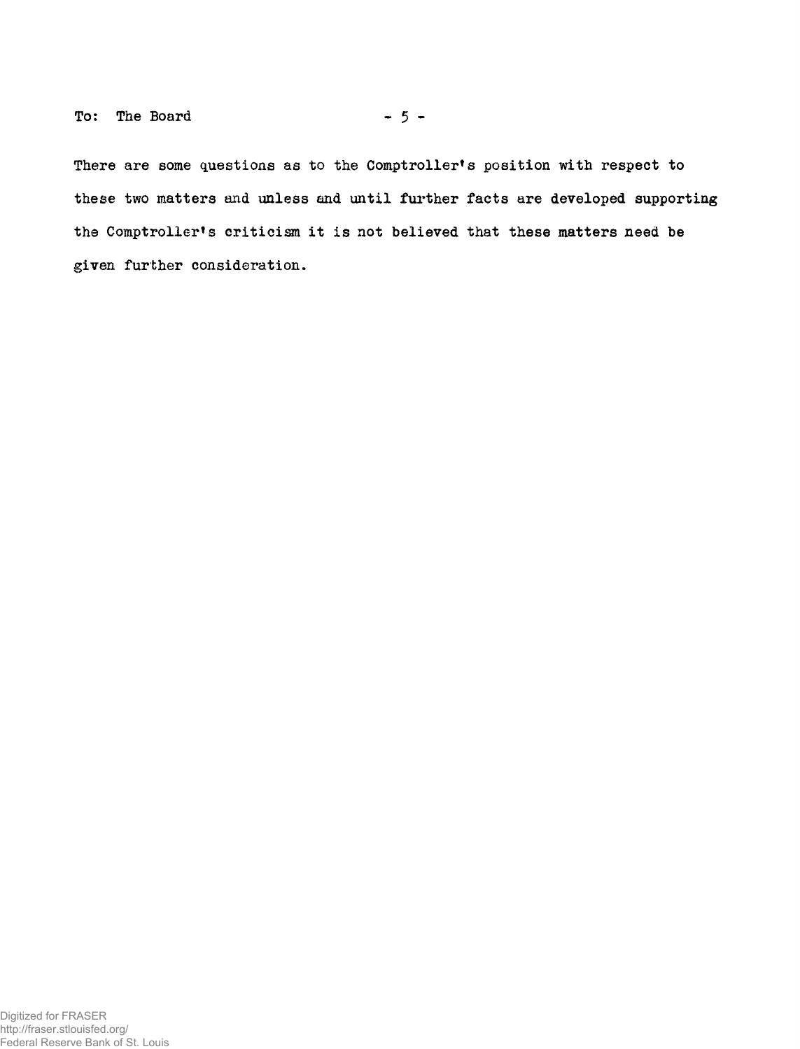There are some questions as to the Comptroller's position with respect to these two matters and unless and until further facts are developed supporting the Comptroller's criticism it is not believed that these matters need be given further consideration.